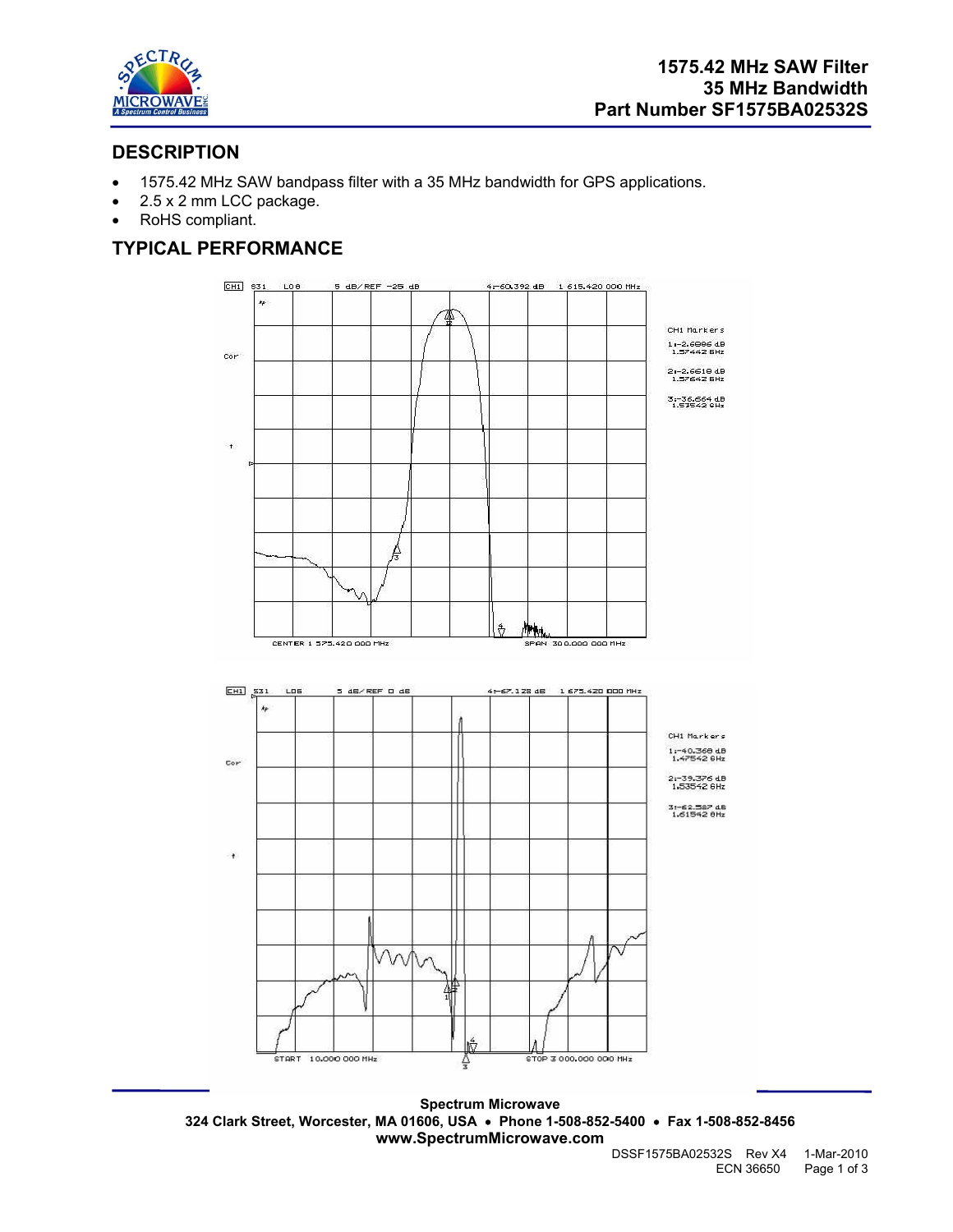# 1575.42 MHz SAW Filter
# 35 MHz Bandwidth
# Part Number SF1575BA02532S

## DESCRIPTION

- 1575.42 MHz SAW bandpass filter with a 35 MHz bandwidth for GPS applications.
- 2.5 x 2 mm LCC package.
- RoHS compliant.

## TYPICAL PERFORMANCE

**Spectrum Microwave**
324 Clark Street, Worcester, MA 01606, USA • Phone 1-508-852-5400 • Fax 1-508-852-8456
**www.SpectrumMicrowave.com**

DSSF1575BA02532S Rev X4 1-Mar-2010
ECN 36650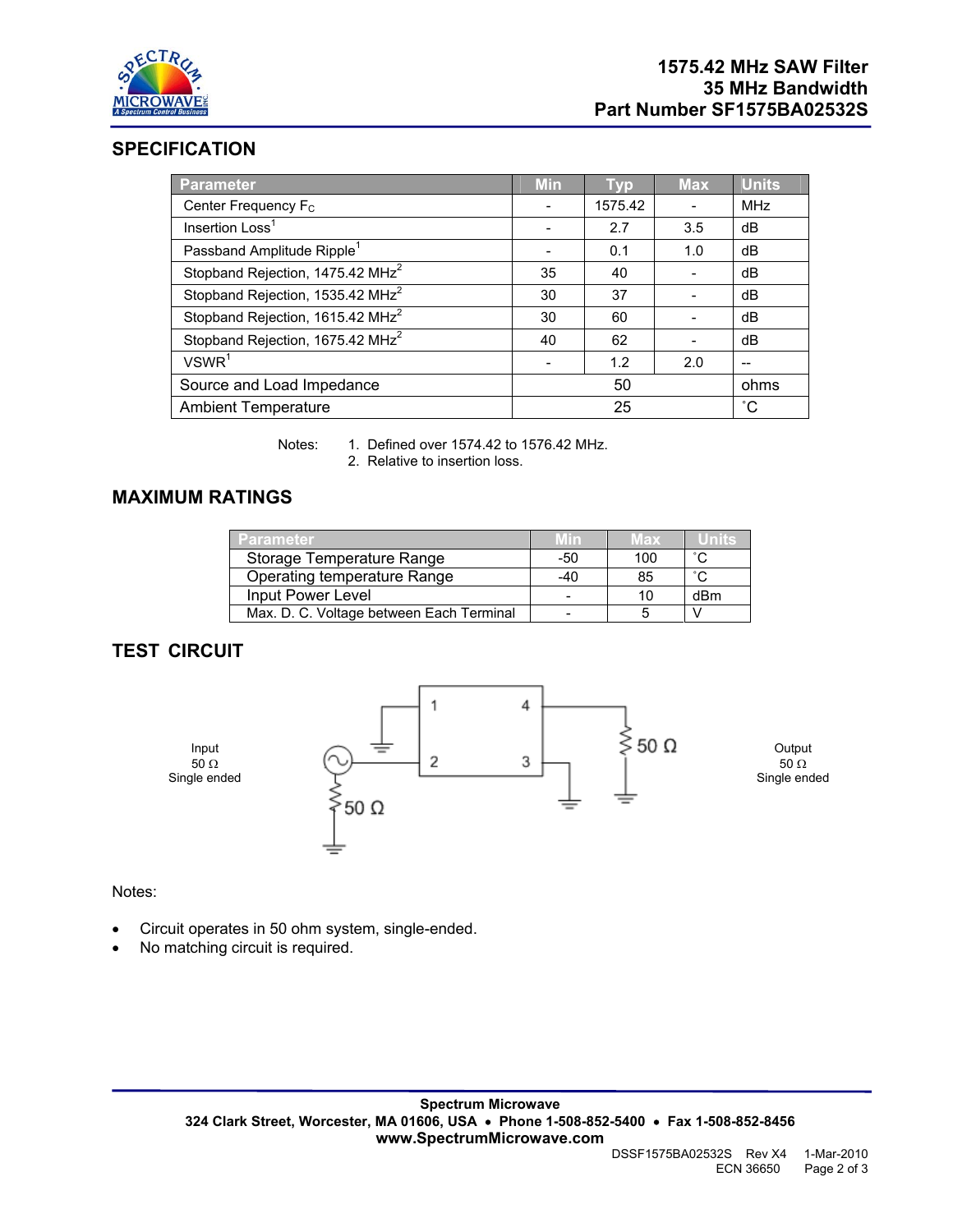# 1575.42 MHz SAW Filter
## 35 MHz Bandwidth
## Part Number SF1575BA02532S

## SPECIFICATION

| Parameter | Min | Typ | Max | Units |
|---|---|---|---|---|
| Center Frequency $F_C$ | - | 1575.42 | - | MHz |
| Insertion Loss[1] | - | 2.7 | 3.5 | dB |
| Passband Amplitude Ripple[1] | - | 0.1 | 1.0 | dB |
| Stopband Rejection, 1475.42 MHz[2] | 35 | 40 | - | dB |
| Stopband Rejection, 1535.42 MHz[2] | 30 | 37 | - | dB |
| Stopband Rejection, 1615.42 MHz[2] | 30 | 60 | - | dB |
| Stopband Rejection, 1675.42 MHz[2] | 40 | 62 | - | dB |
| VSWR[1] | - | 1.2 | 2.0 | -- |
| Source and Load Impedance | | 50 | | ohms |
| Ambient Temperature | | 25 | | ˚C |

Notes:
1. Defined over 1574.42 to 1576.42 MHz.
2. Relative to insertion loss.

## MAXIMUM RATINGS

| Parameter | Min | Max | Units |
|---|---|---|---|
| Storage Temperature Range | -50 | 100 | ˚C |
| Operating temperature Range | -40 | 85 | ˚C |
| Input Power Level | - | 10 | dBm |
| Max. D. C. Voltage between Each Terminal | - | 5 | V |

## TEST CIRCUIT

Input
50 Ω
Single ended

1 4
2 3

50 Ω

50 Ω

Output
50 Ω
Single ended

Notes:

- Circuit operates in 50 ohm system, single-ended.
- No matching circuit is required.

**Spectrum Microwave**
**324 Clark Street, Worcester, MA 01606, USA • Phone 1-508-852-5400 • Fax 1-508-852-8456**
**www.SpectrumMicrowave.com**

DSSF1575BA02532S Rev X4 1-Mar-2010
ECN 36650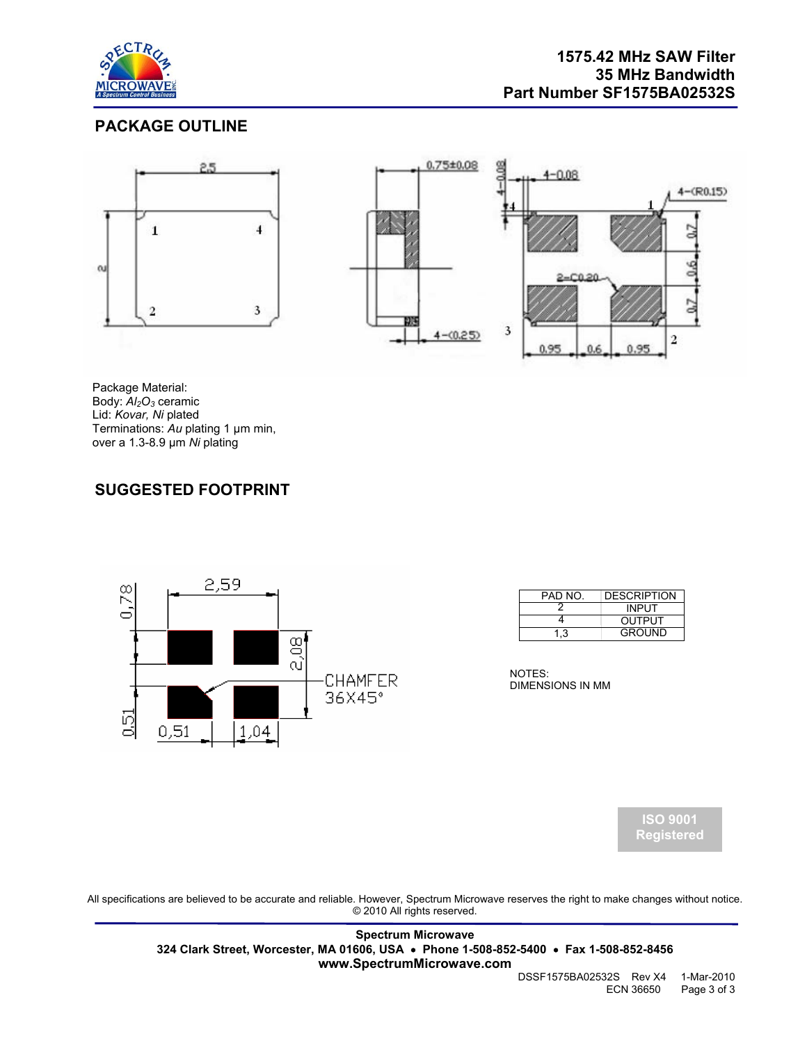## PACKAGE OUTLINE

2.5

2

1 4

2 3

0.75±0.08

4-(0.25)

4-0.08

4-0.08

4-(R0.15)

2-C0.20

0.7

0.6

0.7

0.95 0.6 0.95

1 2 3 4

Package Material:
Body: $Al_2O_3$ ceramic
Lid: *Kovar, Ni* plated
Terminations: *Au* plating 1 µm min,
over a 1.3-8.9 µm *Ni* plating

## SUGGESTED FOOTPRINT

2,59

0,78

2,08

0,51

0,51

1,04

CHAMFER
36X45°

| PAD NO. | DESCRIPTION |
|---|---|
| 2 | INPUT |
| 4 | OUTPUT |
| 1,3 | GROUND |

NOTES:
DIMENSIONS IN MM

ISO 9001
Registered

All specifications are believed to be accurate and reliable. However, Spectrum Microwave reserves the right to make changes without notice.
© 2010 All rights reserved.

**Spectrum Microwave**
**324 Clark Street, Worcester, MA 01606, USA • Phone 1-508-852-5400 • Fax 1-508-852-8456**
**www.SpectrumMicrowave.com**

DSSF1575BA02532S Rev X4 1-Mar-2010
ECN 36650